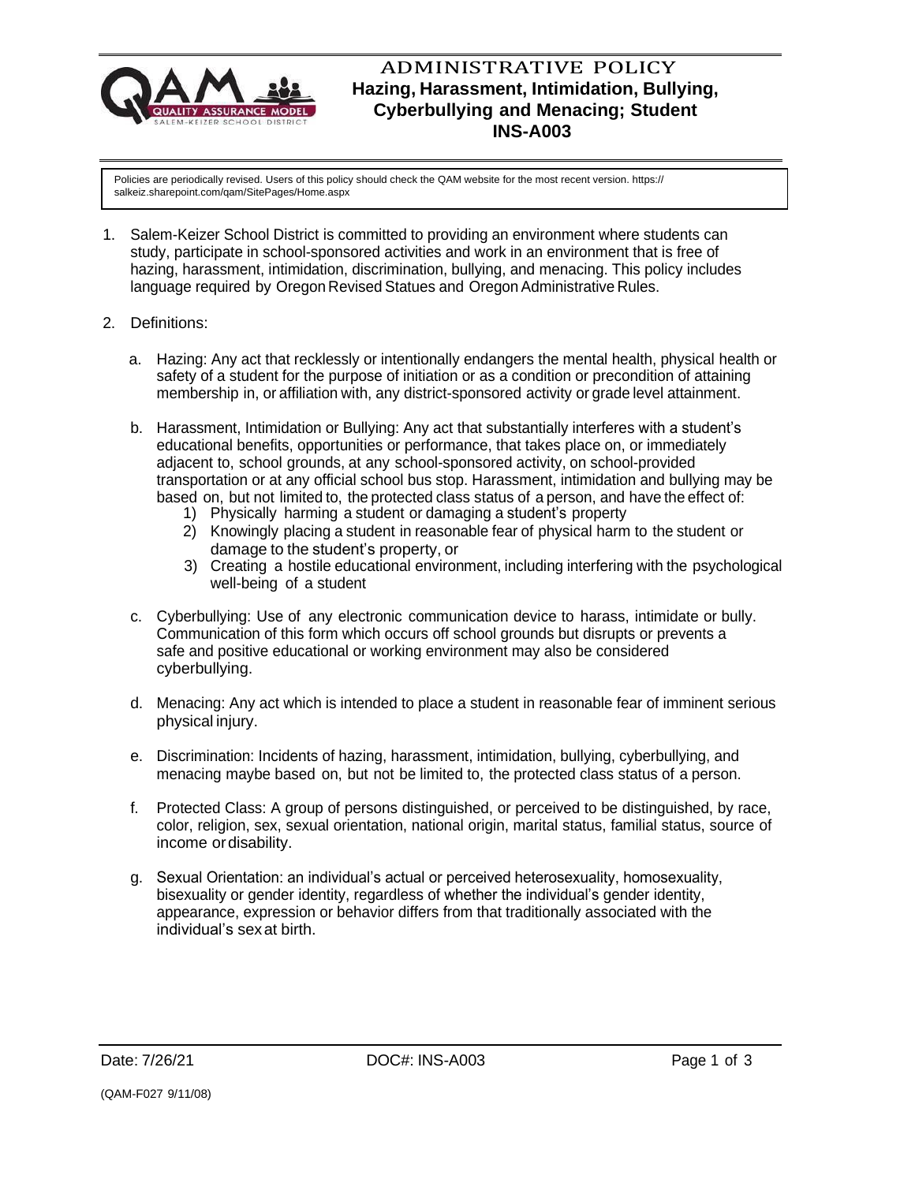# ADMINISTRATIVE POLICY

## Hazing, Harassment, Intimidation, Bullying, Cyberbullying and Menacing; Student

## INS-A003

Policies are periodically revised. Users of this policy should check the QAM website for the most recent version. https:// salkeiz.sharepoint.com/qam/SitePages/Home.aspx

1. Salem-Keizer School District is committed to providing an environment where students can study, participate in school-sponsored activities and work in an environment that is free of hazing, harassment, intimidation, discrimination, bullying, and menacing. This policy includes language required by Oregon Revised Statues and Oregon Administrative Rules.

2. Definitions:

   a. Hazing: Any act that recklessly or intentionally endangers the mental health, physical health or safety of a student for the purpose of initiation or as a condition or precondition of attaining membership in, or affiliation with, any district-sponsored activity or grade level attainment.

   b. Harassment, Intimidation or Bullying: Any act that substantially interferes with a student's educational benefits, opportunities or performance, that takes place on, or immediately adjacent to, school grounds, at any school-sponsored activity, on school-provided transportation or at any official school bus stop. Harassment, intimidation and bullying may be based on, but not limited to, the protected class status of a person, and have the effect of:
      1) Physically harming a student or damaging a student's property
      2) Knowingly placing a student in reasonable fear of physical harm to the student or damage to the student's property, or
      3) Creating a hostile educational environment, including interfering with the psychological well-being of a student

   c. Cyberbullying: Use of any electronic communication device to harass, intimidate or bully. Communication of this form which occurs off school grounds but disrupts or prevents a safe and positive educational or working environment may also be considered cyberbullying.

   d. Menacing: Any act which is intended to place a student in reasonable fear of imminent serious physical injury.

   e. Discrimination: Incidents of hazing, harassment, intimidation, bullying, cyberbullying, and menacing maybe based on, but not be limited to, the protected class status of a person.

   f. Protected Class: A group of persons distinguished, or perceived to be distinguished, by race, color, religion, sex, sexual orientation, national origin, marital status, familial status, source of income or disability.

   g. Sexual Orientation: an individual's actual or perceived heterosexuality, homosexuality, bisexuality or gender identity, regardless of whether the individual's gender identity, appearance, expression or behavior differs from that traditionally associated with the individual's sex at birth.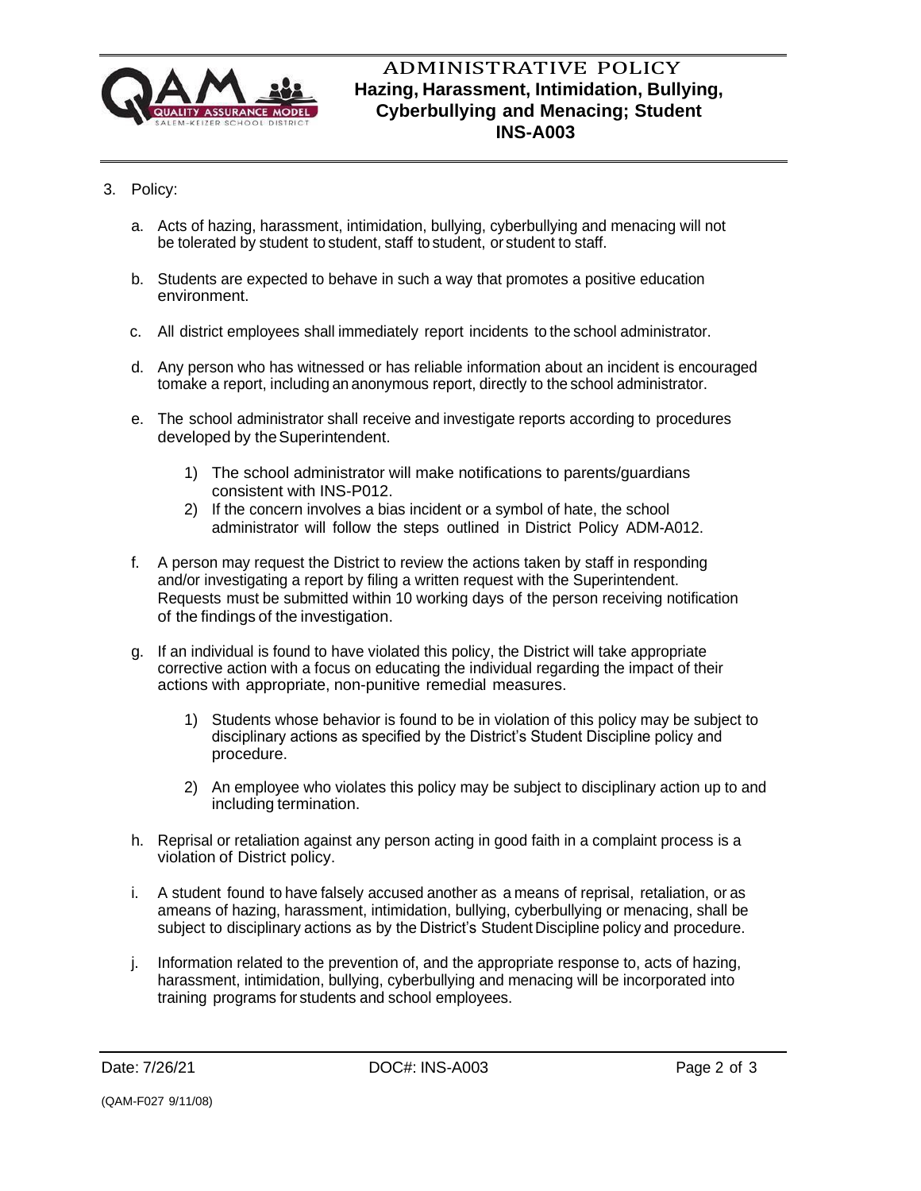3. Policy:

   a. Acts of hazing, harassment, intimidation, bullying, cyberbullying and menacing will not be tolerated by student to student, staff to student, or student to staff.

   b. Students are expected to behave in such a way that promotes a positive education environment.

   c. All district employees shall immediately report incidents to the school administrator.

   d. Any person who has witnessed or has reliable information about an incident is encouraged tomake a report, including an anonymous report, directly to the school administrator.

   e. The school administrator shall receive and investigate reports according to procedures developed by the Superintendent.

      1) The school administrator will make notifications to parents/guardians consistent with INS-P012.
      2) If the concern involves a bias incident or a symbol of hate, the school administrator will follow the steps outlined in District Policy ADM-A012.

   f. A person may request the District to review the actions taken by staff in responding and/or investigating a report by filing a written request with the Superintendent. Requests must be submitted within 10 working days of the person receiving notification of the findings of the investigation.

   g. If an individual is found to have violated this policy, the District will take appropriate corrective action with a focus on educating the individual regarding the impact of their actions with appropriate, non-punitive remedial measures.

      1) Students whose behavior is found to be in violation of this policy may be subject to disciplinary actions as specified by the District's Student Discipline policy and procedure.

      2) An employee who violates this policy may be subject to disciplinary action up to and including termination.

   h. Reprisal or retaliation against any person acting in good faith in a complaint process is a violation of District policy.

   i. A student found to have falsely accused another as a means of reprisal, retaliation, or as ameans of hazing, harassment, intimidation, bullying, cyberbullying or menacing, shall be subject to disciplinary actions as by the District's Student Discipline policy and procedure.

   j. Information related to the prevention of, and the appropriate response to, acts of hazing, harassment, intimidation, bullying, cyberbullying and menacing will be incorporated into training programs for students and school employees.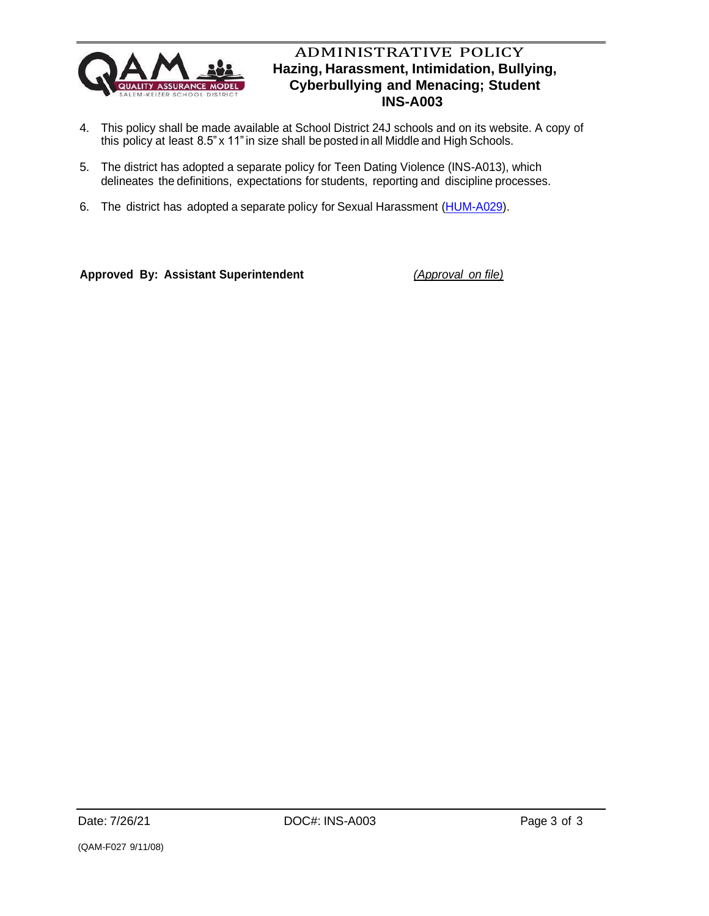4. This policy shall be made available at School District 24J schools and on its website. A copy of this policy at least 8.5" x 11" in size shall be posted in all Middle and High Schools.

5. The district has adopted a separate policy for Teen Dating Violence (INS-A013), which delineates the definitions, expectations for students, reporting and discipline processes.

6. The district has adopted a separate policy for Sexual Harassment (HUM-A029).

**Approved By: Assistant Superintendent** *(Approval on file)*